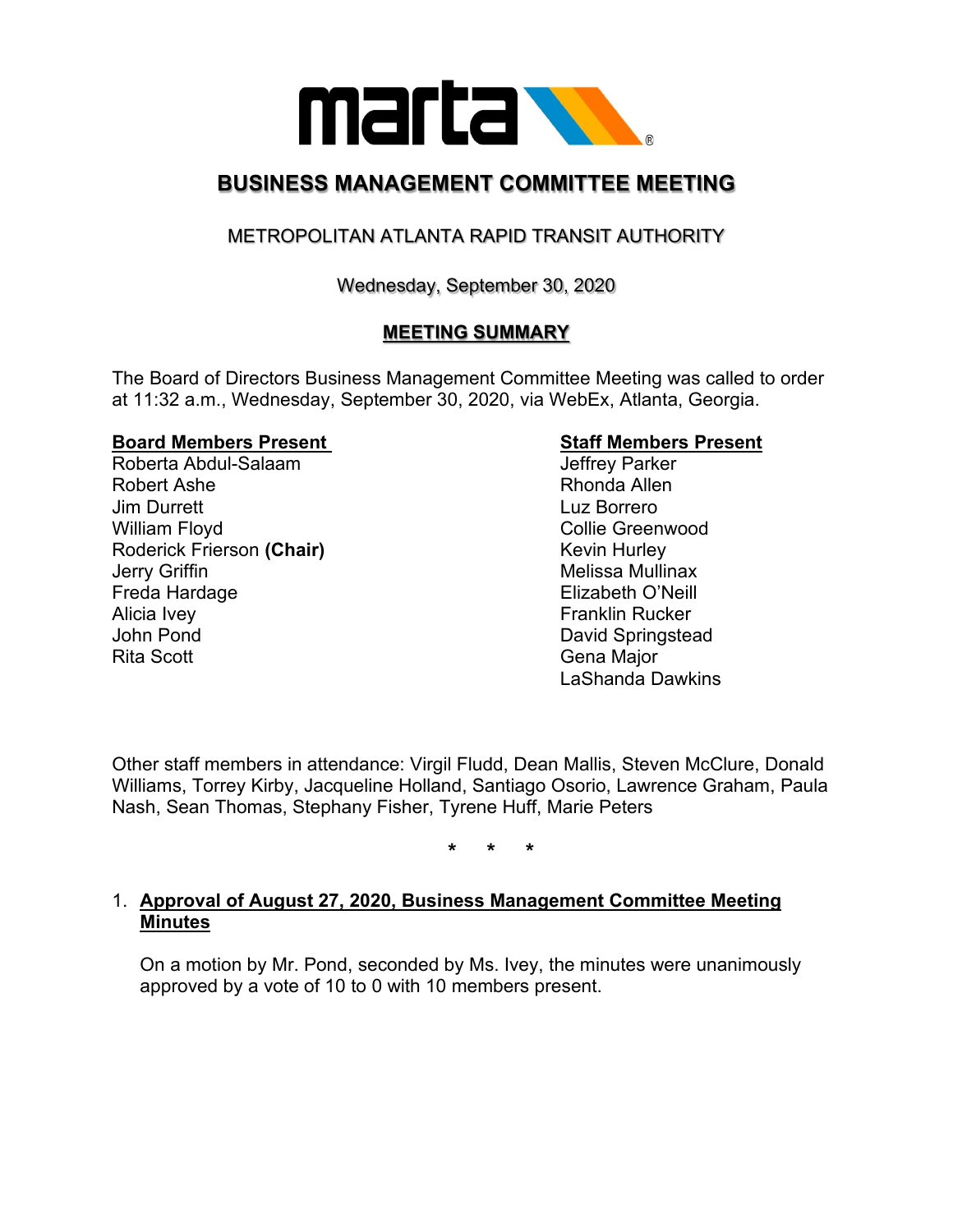# BUSINESS MANAGEMENT COMMITTEE MEETING

## METROPOLITAN ATLANTA RAPID TRANSIT AUTHORITY

Wednesday, September 30, 2020

**MEETING SUMMARY**

The Board of Directors Business Management Committee Meeting was called to order at 11:32 a.m., Wednesday, September 30, 2020, via WebEx, Atlanta, Georgia.

**Board Members Present**
Roberta Abdul-Salaam
Robert Ashe
Jim Durrett
William Floyd
Roderick Frierson **(Chair)**
Jerry Griffin
Freda Hardage
Alicia Ivey
John Pond
Rita Scott

**Staff Members Present**
Jeffrey Parker
Rhonda Allen
Luz Borrero
Collie Greenwood
Kevin Hurley
Melissa Mullinax
Elizabeth O'Neill
Franklin Rucker
David Springstead
Gena Major
LaShanda Dawkins

Other staff members in attendance: Virgil Fludd, Dean Mallis, Steven McClure, Donald Williams, Torrey Kirby, Jacqueline Holland, Santiago Osorio, Lawrence Graham, Paula Nash, Sean Thomas, Stephany Fisher, Tyrene Huff, Marie Peters

\* \* \*

1. **Approval of August 27, 2020, Business Management Committee Meeting Minutes**

   On a motion by Mr. Pond, seconded by Ms. Ivey, the minutes were unanimously approved by a vote of 10 to 0 with 10 members present.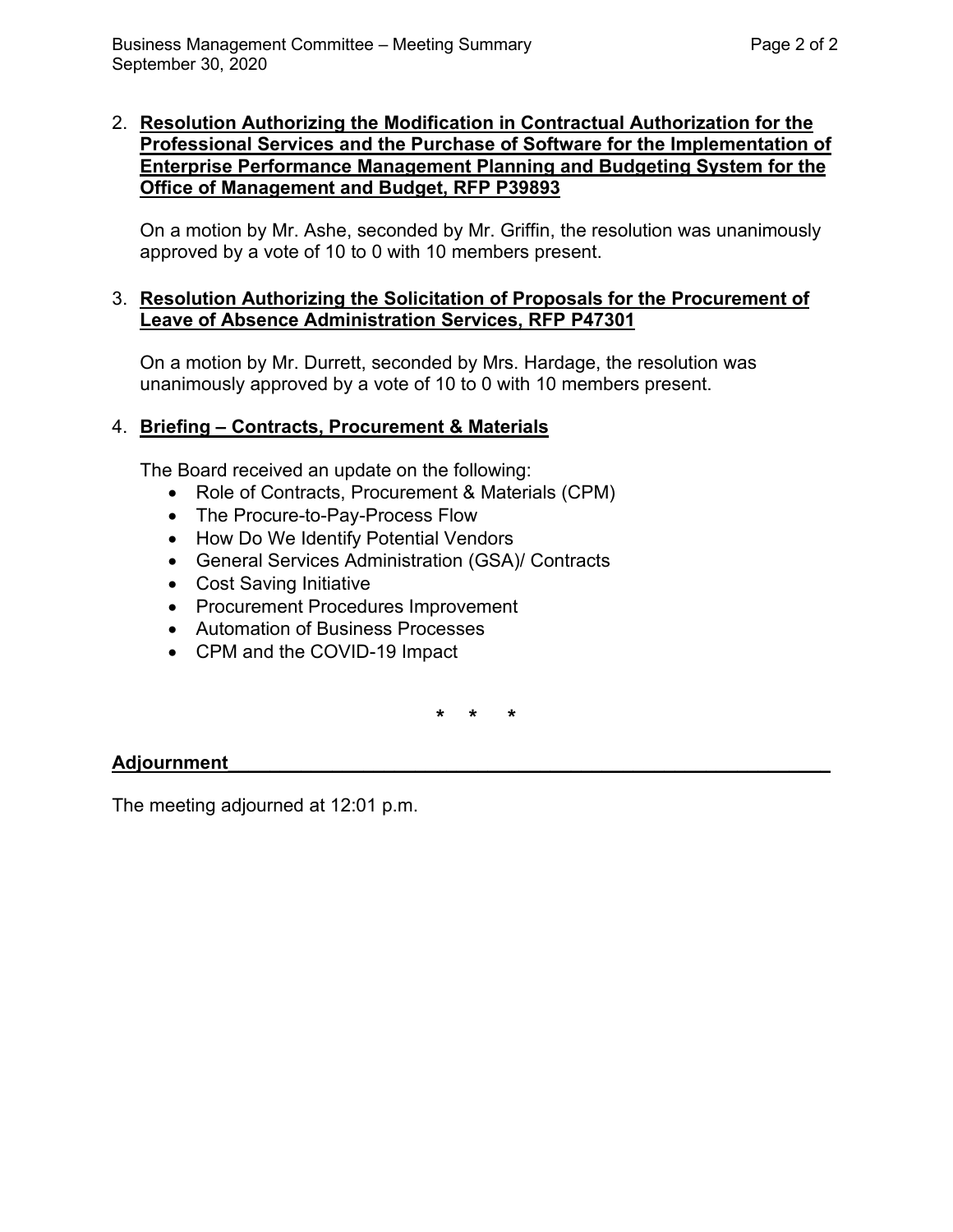2. **Resolution Authorizing the Modification in Contractual Authorization for the Professional Services and the Purchase of Software for the Implementation of Enterprise Performance Management Planning and Budgeting System for the Office of Management and Budget, RFP P39893**

   On a motion by Mr. Ashe, seconded by Mr. Griffin, the resolution was unanimously approved by a vote of 10 to 0 with 10 members present.

3. **Resolution Authorizing the Solicitation of Proposals for the Procurement of Leave of Absence Administration Services, RFP P47301**

   On a motion by Mr. Durrett, seconded by Mrs. Hardage, the resolution was unanimously approved by a vote of 10 to 0 with 10 members present.

4. **Briefing – Contracts, Procurement & Materials**

   The Board received an update on the following:

   - Role of Contracts, Procurement & Materials (CPM)
   - The Procure-to-Pay-Process Flow
   - How Do We Identify Potential Vendors
   - General Services Administration (GSA)/ Contracts
   - Cost Saving Initiative
   - Procurement Procedures Improvement
   - Automation of Business Processes
   - CPM and the COVID-19 Impact

\* \* \*

**Adjournment**

The meeting adjourned at 12:01 p.m.